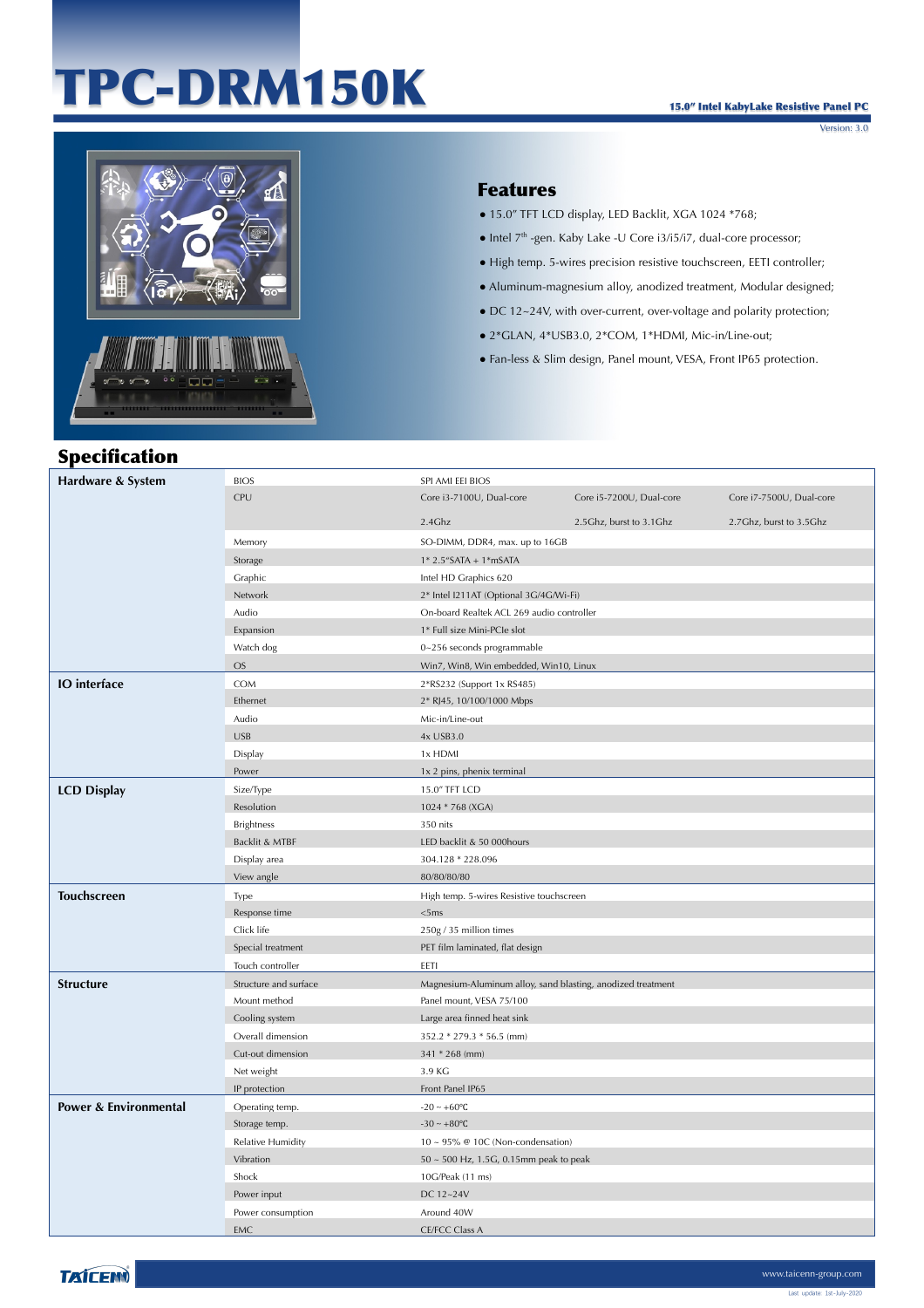# TPC-DRM150K

**15.0" Intel KabyLake Resistive Panel PC**

Version: 3.0

## Features

- 15.0" TFT LCD display, LED Backlit, XGA 1024 *768;
- Intel 7th -gen. Kaby Lake -U Core i3/i5/i7, dual-core processor;
- High temp. 5-wires precision resistive touchscreen, EETI controller;
- Aluminum-magnesium alloy, anodized treatment, Modular designed;
- DC 12~24V, with over-current, over-voltage and polarity protection;
- 2*GLAN, 4*USB3.0, 2*COM, 1*HDMI, Mic-in/Line-out;
- Fan-less & Slim design, Panel mount, VESA, Front IP65 protection.

## Specification

| Category | Item | | | |
|---|---|---|---|---|
| **Hardware & System** | BIOS | SPI AMI EEI BIOS | | |
| | CPU | Core i3-7100U, Dual-core | Core i5-7200U, Dual-core | Core i7-7500U, Dual-core |
| | | 2.4Ghz | 2.5Ghz, burst to 3.1Ghz | 2.7Ghz, burst to 3.5Ghz |
| | Memory | SO-DIMM, DDR4, max. up to 16GB | | |
| | Storage | 1* 2.5"SATA + 1*mSATA | | |
| | Graphic | Intel HD Graphics 620 | | |
| | Network | 2* Intel I211AT (Optional 3G/4G/Wi-Fi) | | |
| | Audio | On-board Realtek ACL 269 audio controller | | |
| | Expansion | 1* Full size Mini-PCIe slot | | |
| | Watch dog | 0~256 seconds programmable | | |
| | OS | Win7, Win8, Win embedded, Win10, Linux | | |
| **IO interface** | COM | 2*RS232 (Support 1x RS485) | | |
| | Ethernet | 2* RJ45, 10/100/1000 Mbps | | |
| | Audio | Mic-in/Line-out | | |
| | USB | 4x USB3.0 | | |
| | Display | 1x HDMI | | |
| | Power | 1x 2 pins, phenix terminal | | |
| **LCD Display** | Size/Type | 15.0" TFT LCD | | |
| | Resolution | 1024 * 768 (XGA) | | |
| | Brightness | 350 nits | | |
| | Backlit & MTBF | LED backlit & 50 000hours | | |
| | Display area | 304.128 * 228.096 | | |
| | View angle | 80/80/80/80 | | |
| **Touchscreen** | Type | High temp. 5-wires Resistive touchscreen | | |
| | Response time | <5ms | | |
| | Click life | 250g / 35 million times | | |
| | Special treatment | PET film laminated, flat design | | |
| | Touch controller | EETI | | |
| **Structure** | Structure and surface | Magnesium-Aluminum alloy, sand blasting, anodized treatment | | |
| | Mount method | Panel mount, VESA 75/100 | | |
| | Cooling system | Large area finned heat sink | | |
| | Overall dimension | 352.2 * 279.3 * 56.5 (mm) | | |
| | Cut-out dimension | 341 * 268 (mm) | | |
| | Net weight | 3.9 KG | | |
| | IP protection | Front Panel IP65 | | |
| **Power & Environmental** | Operating temp. | -20 ~ +60°C | | |
| | Storage temp. | -30 ~ +80°C | | |
| | Relative Humidity | 10 ~ 95% @ 10C (Non-condensation) | | |
| | Vibration | 50 ~ 500 Hz, 1.5G, 0.15mm peak to peak | | |
| | Shock | 10G/Peak (11 ms) | | |
| | Power input | DC 12~24V | | |
| | Power consumption | Around 40W | | |
| | EMC | CE/FCC Class A | | |

TAICENN

www.taicenn-group.com

Last update: 1st-July-2020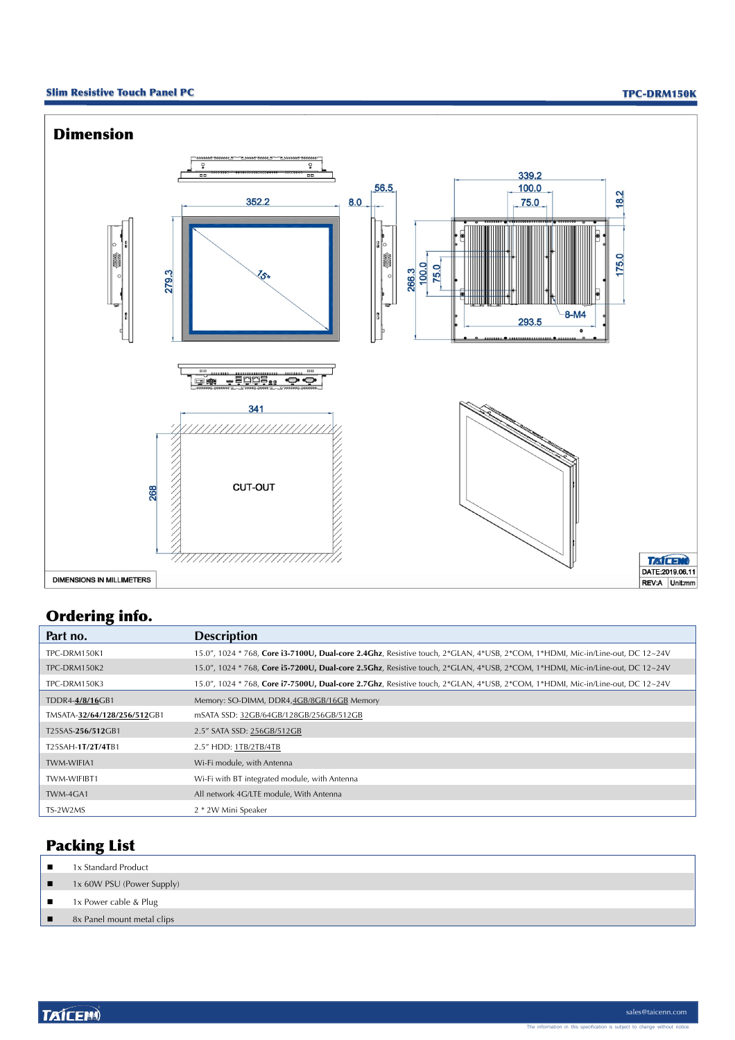## Dimension

352.2
8.0
56.5
339.2
100.0
75.0
18.2
279.3
15"
266.3
100.0
75.0
175.0
293.5
8-M4
341
268
CUT-OUT

DIMENSIONS IN MILLIMETERS

DATE:2019.06.11
REV:A Unit:mm

## Ordering info.

| Part no. | Description |
|---|---|
| TPC-DRM150K1 | 15.0", 1024 * 768, **Core i3-7100U, Dual-core 2.4Ghz**, Resistive touch, 2*GLAN, 4*USB, 2*COM, 1*HDMI, Mic-in/Line-out, DC 12~24V |
| TPC-DRM150K2 | 15.0", 1024 * 768, **Core i5-7200U, Dual-core 2.5Ghz**, Resistive touch, 2*GLAN, 4*USB, 2*COM, 1*HDMI, Mic-in/Line-out, DC 12~24V |
| TPC-DRM150K3 | 15.0", 1024 * 768, **Core i7-7500U, Dual-core 2.7Ghz**, Resistive touch, 2*GLAN, 4*USB, 2*COM, 1*HDMI, Mic-in/Line-out, DC 12~24V |
| TDDR4-**4/8/16**GB1 | Memory: SO-DIMM, DDR4,4GB/8GB/16GB Memory |
| TMSATA-**32/64/128/256/512**GB1 | mSATA SSD: 32GB/64GB/128GB/256GB/512GB |
| T25SAS-**256/512**GB1 | 2.5" SATA SSD: 256GB/512GB |
| T25SAH-**1T/2T/4T**B1 | 2.5" HDD: 1TB/2TB/4TB |
| TWM-WIFIA1 | Wi-Fi module, with Antenna |
| TWM-WIFIBT1 | Wi-Fi with BT integrated module, with Antenna |
| TWM-4GA1 | All network 4G/LTE module, With Antenna |
| TS-2W2MS | 2 * 2W Mini Speaker |

## Packing List

- 1x Standard Product
- 1x 60W PSU (Power Supply)
- 1x Power cable & Plug
- 8x Panel mount metal clips

sales@taicenn.com

The information in this specification is subject to change without notice